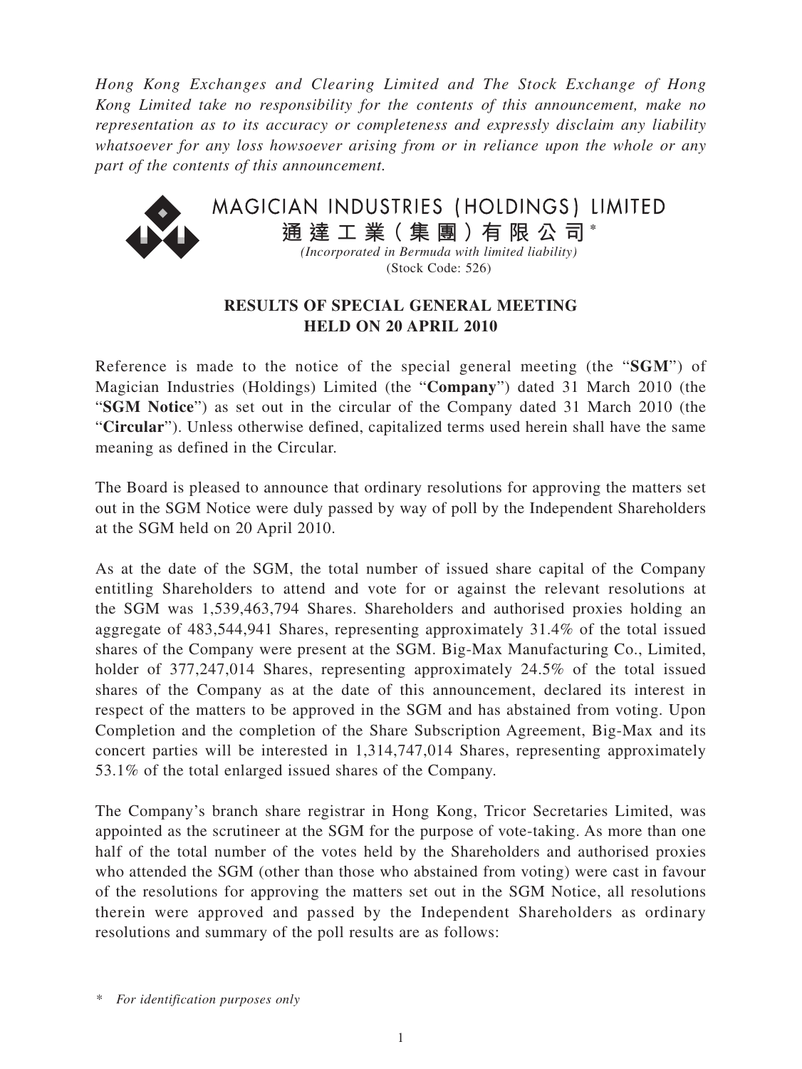*Hong Kong Exchanges and Clearing Limited and The Stock Exchange of Hong Kong Limited take no responsibility for the contents of this announcement, make no representation as to its accuracy or completeness and expressly disclaim any liability whatsoever for any loss howsoever arising from or in reliance upon the whole or any part of the contents of this announcement.*

# MAGICIAN INDUSTRIES (HOLDINGS) LIMITED

# 通達工業(集團)有限公司*

*(Incorporated in Bermuda with limited liability)*

(Stock Code: 526)

## RESULTS OF SPECIAL GENERAL MEETING HELD ON 20 APRIL 2010

Reference is made to the notice of the special general meeting (the "**SGM**") of Magician Industries (Holdings) Limited (the "**Company**") dated 31 March 2010 (the "**SGM Notice**") as set out in the circular of the Company dated 31 March 2010 (the "**Circular**"). Unless otherwise defined, capitalized terms used herein shall have the same meaning as defined in the Circular.

The Board is pleased to announce that ordinary resolutions for approving the matters set out in the SGM Notice were duly passed by way of poll by the Independent Shareholders at the SGM held on 20 April 2010.

As at the date of the SGM, the total number of issued share capital of the Company entitling Shareholders to attend and vote for or against the relevant resolutions at the SGM was 1,539,463,794 Shares. Shareholders and authorised proxies holding an aggregate of 483,544,941 Shares, representing approximately 31.4% of the total issued shares of the Company were present at the SGM. Big-Max Manufacturing Co., Limited, holder of 377,247,014 Shares, representing approximately 24.5% of the total issued shares of the Company as at the date of this announcement, declared its interest in respect of the matters to be approved in the SGM and has abstained from voting. Upon Completion and the completion of the Share Subscription Agreement, Big-Max and its concert parties will be interested in 1,314,747,014 Shares, representing approximately 53.1% of the total enlarged issued shares of the Company.

The Company's branch share registrar in Hong Kong, Tricor Secretaries Limited, was appointed as the scrutineer at the SGM for the purpose of vote-taking. As more than one half of the total number of the votes held by the Shareholders and authorised proxies who attended the SGM (other than those who abstained from voting) were cast in favour of the resolutions for approving the matters set out in the SGM Notice, all resolutions therein were approved and passed by the Independent Shareholders as ordinary resolutions and summary of the poll results are as follows:

\* *For identification purposes only*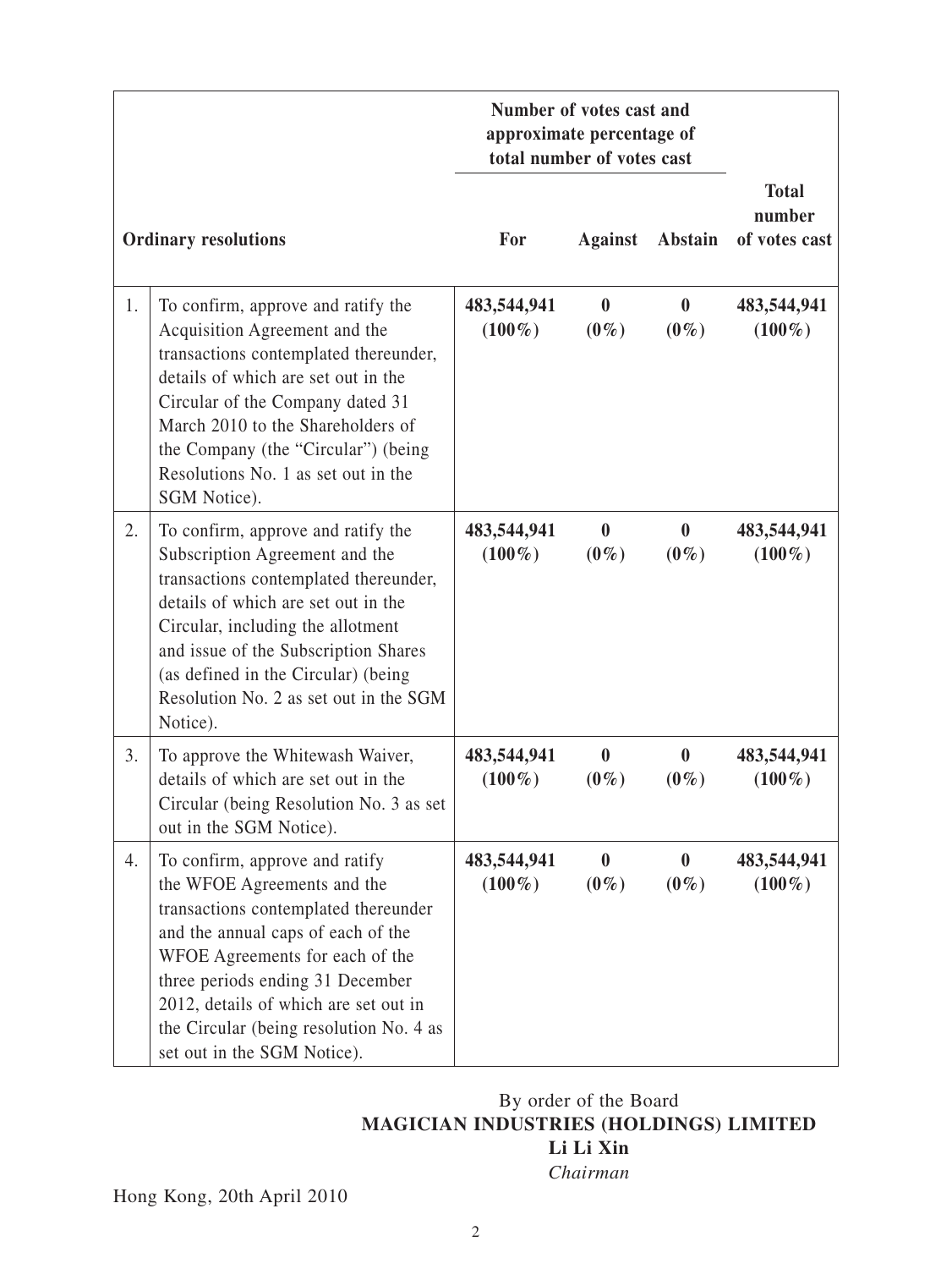| | Ordinary resolutions | Number of votes cast and approximate percentage of total number of votes cast | | | Total number of votes cast |
|---|---|---|---|---|---|
| | | For | Against | Abstain | |
| 1. | To confirm, approve and ratify the Acquisition Agreement and the transactions contemplated thereunder, details of which are set out in the Circular of the Company dated 31 March 2010 to the Shareholders of the Company (the "Circular") (being Resolutions No. 1 as set out in the SGM Notice). | **483,544,941 (100%)** | **0 (0%)** | **0 (0%)** | **483,544,941 (100%)** |
| 2. | To confirm, approve and ratify the Subscription Agreement and the transactions contemplated thereunder, details of which are set out in the Circular, including the allotment and issue of the Subscription Shares (as defined in the Circular) (being Resolution No. 2 as set out in the SGM Notice). | **483,544,941 (100%)** | **0 (0%)** | **0 (0%)** | **483,544,941 (100%)** |
| 3. | To approve the Whitewash Waiver, details of which are set out in the Circular (being Resolution No. 3 as set out in the SGM Notice). | **483,544,941 (100%)** | **0 (0%)** | **0 (0%)** | **483,544,941 (100%)** |
| 4. | To confirm, approve and ratify the WFOE Agreements and the transactions contemplated thereunder and the annual caps of each of the WFOE Agreements for each of the three periods ending 31 December 2012, details of which are set out in the Circular (being resolution No. 4 as set out in the SGM Notice). | **483,544,941 (100%)** | **0 (0%)** | **0 (0%)** | **483,544,941 (100%)** |

By order of the Board
**MAGICIAN INDUSTRIES (HOLDINGS) LIMITED**
**Li Li Xin**
*Chairman*

Hong Kong, 20th April 2010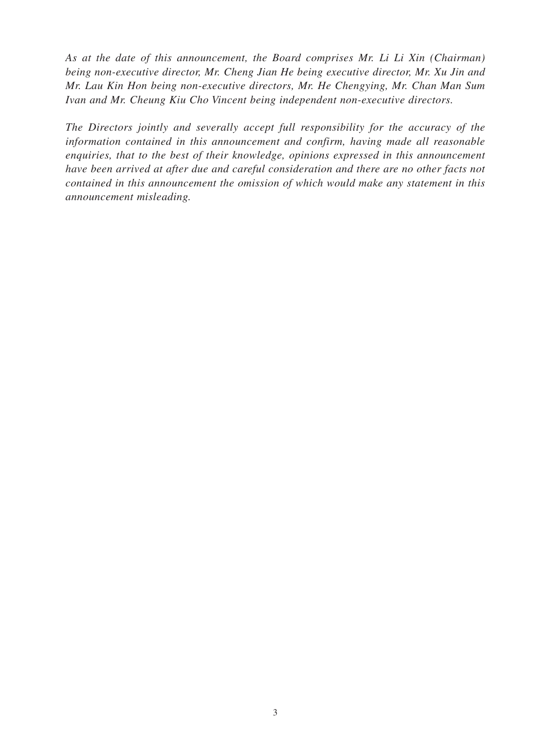*As at the date of this announcement, the Board comprises Mr. Li Li Xin (Chairman) being non-executive director, Mr. Cheng Jian He being executive director, Mr. Xu Jin and Mr. Lau Kin Hon being non-executive directors, Mr. He Chengying, Mr. Chan Man Sum Ivan and Mr. Cheung Kiu Cho Vincent being independent non-executive directors.*

*The Directors jointly and severally accept full responsibility for the accuracy of the information contained in this announcement and confirm, having made all reasonable enquiries, that to the best of their knowledge, opinions expressed in this announcement have been arrived at after due and careful consideration and there are no other facts not contained in this announcement the omission of which would make any statement in this announcement misleading.*